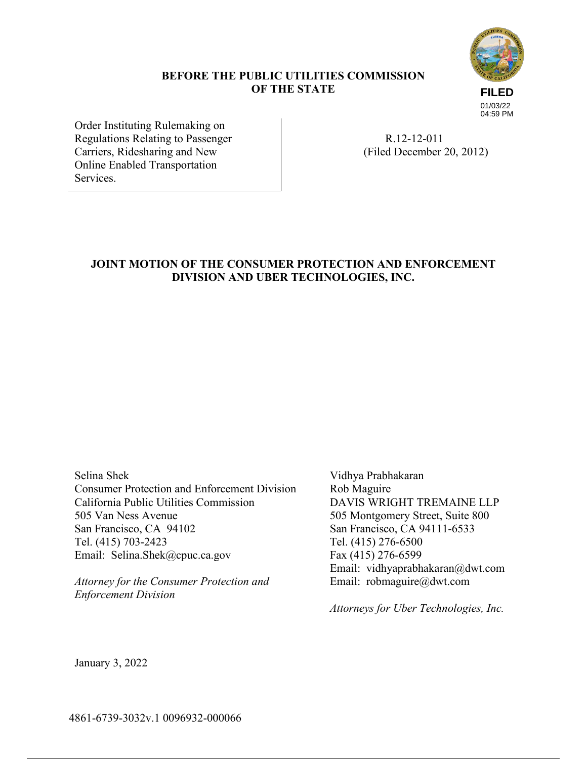**BEFORE THE PUBLIC UTILITIES COMMISSION OF THE STATE**

**FILED**
01/03/22
04:59 PM

| Order Instituting Rulemaking on Regulations Relating to Passenger Carriers, Ridesharing and New Online Enabled Transportation Services. | R.12-12-011 (Filed December 20, 2012) |
| --- | --- |

## JOINT MOTION OF THE CONSUMER PROTECTION AND ENFORCEMENT DIVISION AND UBER TECHNOLOGIES, INC.

Selina Shek
Consumer Protection and Enforcement Division
California Public Utilities Commission
505 Van Ness Avenue
San Francisco, CA 94102
Tel. (415) 703-2423
Email: Selina.Shek@cpuc.ca.gov

*Attorney for the Consumer Protection and Enforcement Division*

Vidhya Prabhakaran
Rob Maguire
DAVIS WRIGHT TREMAINE LLP
505 Montgomery Street, Suite 800
San Francisco, CA 94111-6533
Tel. (415) 276-6500
Fax (415) 276-6599
Email: vidhyaprabhakaran@dwt.com
Email: robmaguire@dwt.com

*Attorneys for Uber Technologies, Inc.*

January 3, 2022

4861-6739-3032v.1 0096932-000066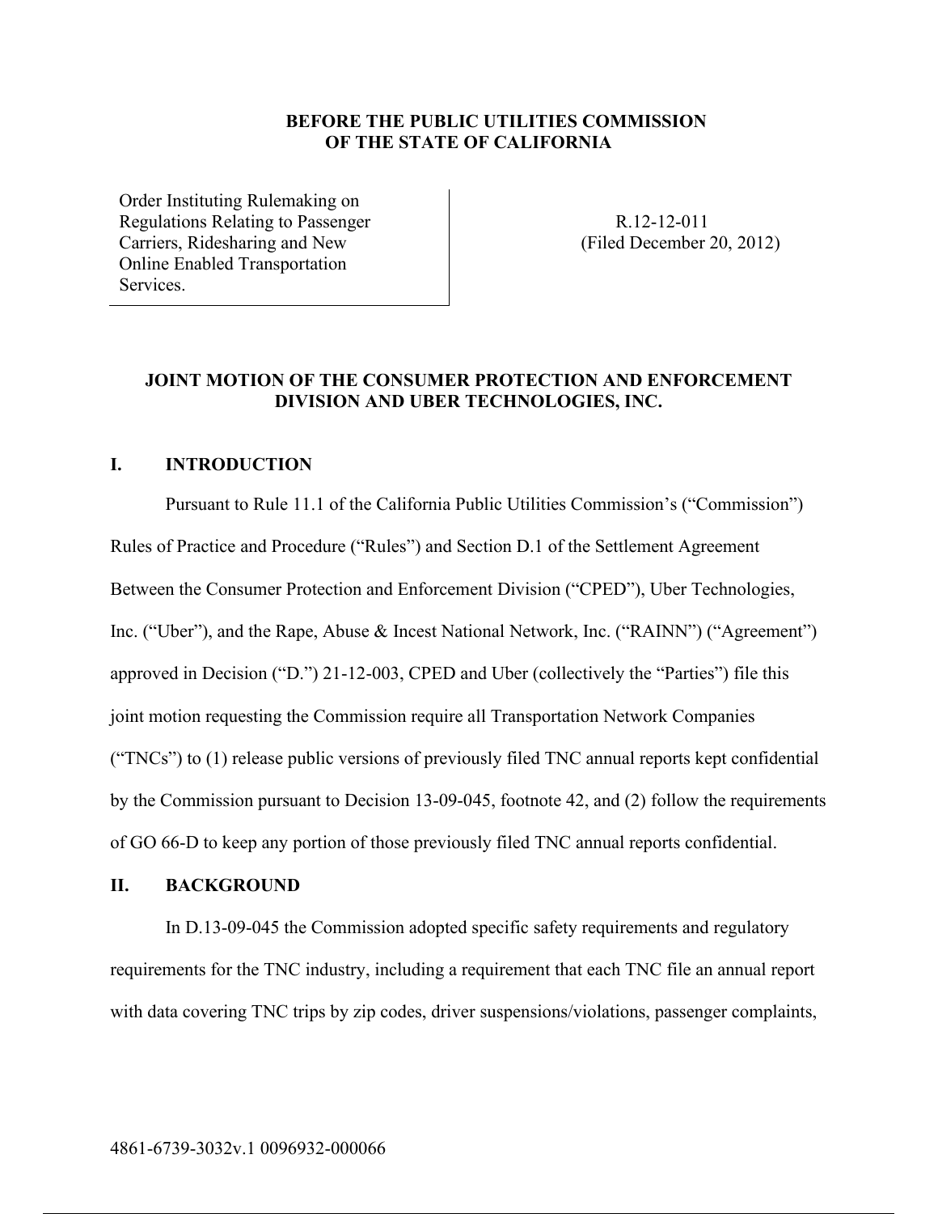**BEFORE THE PUBLIC UTILITIES COMMISSION OF THE STATE OF CALIFORNIA**

| Order Instituting Rulemaking on Regulations Relating to Passenger Carriers, Ridesharing and New Online Enabled Transportation Services. | R.12-12-011 (Filed December 20, 2012) |
|---|---|

## JOINT MOTION OF THE CONSUMER PROTECTION AND ENFORCEMENT DIVISION AND UBER TECHNOLOGIES, INC.

## I. INTRODUCTION

Pursuant to Rule 11.1 of the California Public Utilities Commission's ("Commission") Rules of Practice and Procedure ("Rules") and Section D.1 of the Settlement Agreement Between the Consumer Protection and Enforcement Division ("CPED"), Uber Technologies, Inc. ("Uber"), and the Rape, Abuse & Incest National Network, Inc. ("RAINN") ("Agreement") approved in Decision ("D.") 21-12-003, CPED and Uber (collectively the "Parties") file this joint motion requesting the Commission require all Transportation Network Companies ("TNCs") to (1) release public versions of previously filed TNC annual reports kept confidential by the Commission pursuant to Decision 13-09-045, footnote 42, and (2) follow the requirements of GO 66-D to keep any portion of those previously filed TNC annual reports confidential.

## II. BACKGROUND

In D.13-09-045 the Commission adopted specific safety requirements and regulatory requirements for the TNC industry, including a requirement that each TNC file an annual report with data covering TNC trips by zip codes, driver suspensions/violations, passenger complaints,

4861-6739-3032v.1 0096932-000066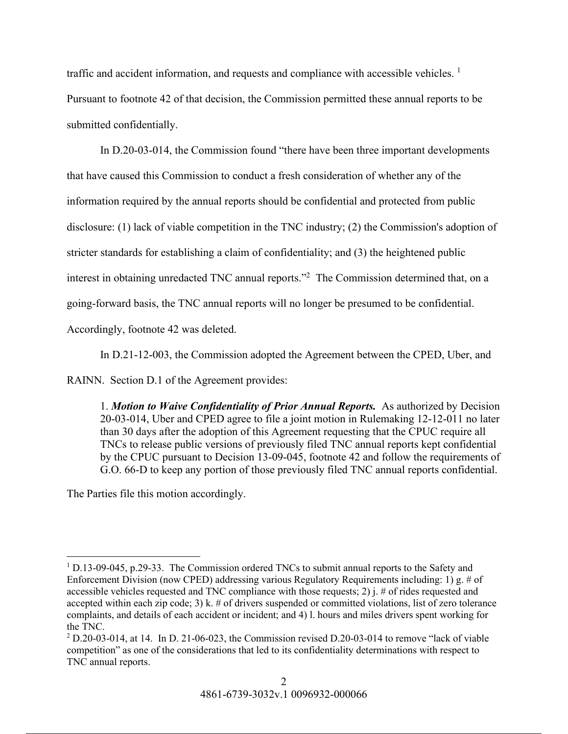traffic and accident information, and requests and compliance with accessible vehicles. [1] Pursuant to footnote 42 of that decision, the Commission permitted these annual reports to be submitted confidentially.

In D.20-03-014, the Commission found "there have been three important developments that have caused this Commission to conduct a fresh consideration of whether any of the information required by the annual reports should be confidential and protected from public disclosure: (1) lack of viable competition in the TNC industry; (2) the Commission's adoption of stricter standards for establishing a claim of confidentiality; and (3) the heightened public interest in obtaining unredacted TNC annual reports."[2] The Commission determined that, on a going-forward basis, the TNC annual reports will no longer be presumed to be confidential. Accordingly, footnote 42 was deleted.

In D.21-12-003, the Commission adopted the Agreement between the CPED, Uber, and RAINN. Section D.1 of the Agreement provides:

> 1. ***Motion to Waive Confidentiality of Prior Annual Reports.*** As authorized by Decision 20-03-014, Uber and CPED agree to file a joint motion in Rulemaking 12-12-011 no later than 30 days after the adoption of this Agreement requesting that the CPUC require all TNCs to release public versions of previously filed TNC annual reports kept confidential by the CPUC pursuant to Decision 13-09-045, footnote 42 and follow the requirements of G.O. 66-D to keep any portion of those previously filed TNC annual reports confidential.

The Parties file this motion accordingly.

---

[1] D.13-09-045, p.29-33. The Commission ordered TNCs to submit annual reports to the Safety and Enforcement Division (now CPED) addressing various Regulatory Requirements including: 1) g. # of accessible vehicles requested and TNC compliance with those requests; 2) j. # of rides requested and accepted within each zip code; 3) k. # of drivers suspended or committed violations, list of zero tolerance complaints, and details of each accident or incident; and 4) l. hours and miles drivers spent working for the TNC.

[2] D.20-03-014, at 14. In D. 21-06-023, the Commission revised D.20-03-014 to remove "lack of viable competition" as one of the considerations that led to its confidentiality determinations with respect to TNC annual reports.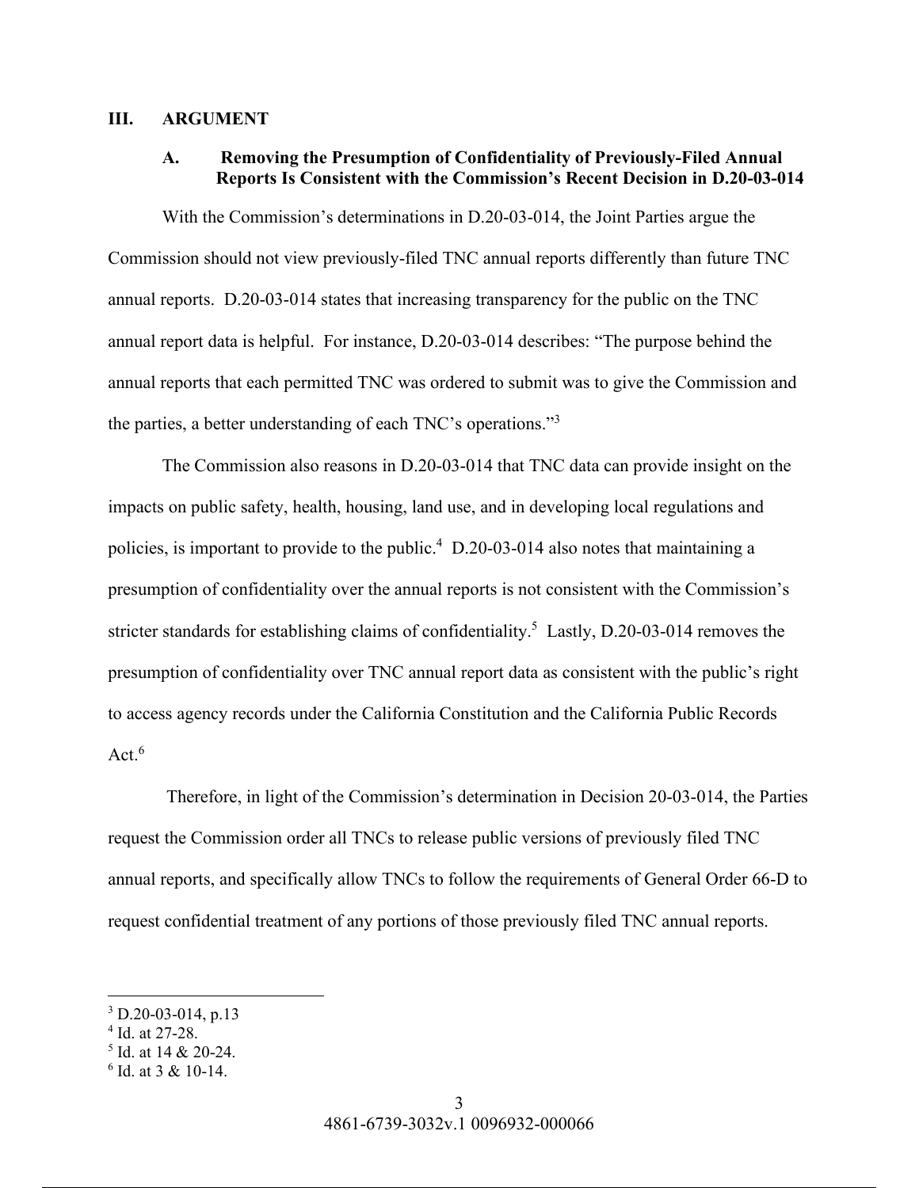## III. ARGUMENT

### A. Removing the Presumption of Confidentiality of Previously-Filed Annual Reports Is Consistent with the Commission's Recent Decision in D.20-03-014

With the Commission's determinations in D.20-03-014, the Joint Parties argue the Commission should not view previously-filed TNC annual reports differently than future TNC annual reports. D.20-03-014 states that increasing transparency for the public on the TNC annual report data is helpful. For instance, D.20-03-014 describes: "The purpose behind the annual reports that each permitted TNC was ordered to submit was to give the Commission and the parties, a better understanding of each TNC's operations."[3]

The Commission also reasons in D.20-03-014 that TNC data can provide insight on the impacts on public safety, health, housing, land use, and in developing local regulations and policies, is important to provide to the public.[4] D.20-03-014 also notes that maintaining a presumption of confidentiality over the annual reports is not consistent with the Commission's stricter standards for establishing claims of confidentiality.[5] Lastly, D.20-03-014 removes the presumption of confidentiality over TNC annual report data as consistent with the public's right to access agency records under the California Constitution and the California Public Records Act.[6]

Therefore, in light of the Commission's determination in Decision 20-03-014, the Parties request the Commission order all TNCs to release public versions of previously filed TNC annual reports, and specifically allow TNCs to follow the requirements of General Order 66-D to request confidential treatment of any portions of those previously filed TNC annual reports.

---

[3] D.20-03-014, p.13

[4] Id. at 27-28.

[5] Id. at 14 & 20-24.

[6] Id. at 3 & 10-14.

4861-6739-3032v.1 0096932-000066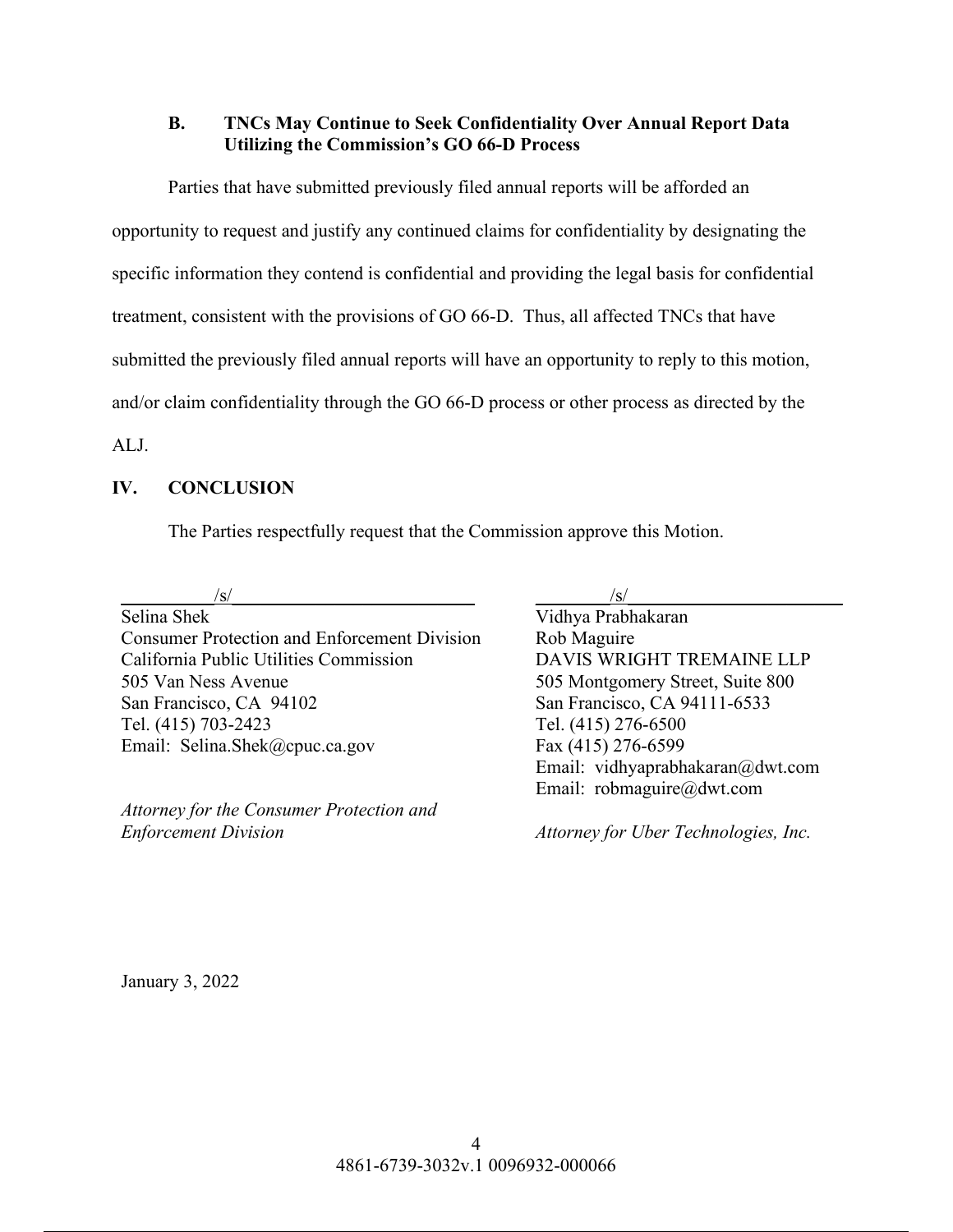### B. TNCs May Continue to Seek Confidentiality Over Annual Report Data Utilizing the Commission's GO 66-D Process

Parties that have submitted previously filed annual reports will be afforded an opportunity to request and justify any continued claims for confidentiality by designating the specific information they contend is confidential and providing the legal basis for confidential treatment, consistent with the provisions of GO 66-D. Thus, all affected TNCs that have submitted the previously filed annual reports will have an opportunity to reply to this motion, and/or claim confidentiality through the GO 66-D process or other process as directed by the ALJ.

## IV. CONCLUSION

The Parties respectfully request that the Commission approve this Motion.

/s/
Selina Shek
Consumer Protection and Enforcement Division
California Public Utilities Commission
505 Van Ness Avenue
San Francisco, CA 94102
Tel. (415) 703-2423
Email: Selina.Shek@cpuc.ca.gov

*Attorney for the Consumer Protection and Enforcement Division*

/s/
Vidhya Prabhakaran
Rob Maguire
DAVIS WRIGHT TREMAINE LLP
505 Montgomery Street, Suite 800
San Francisco, CA 94111-6533
Tel. (415) 276-6500
Fax (415) 276-6599
Email: vidhyaprabhakaran@dwt.com
Email: robmaguire@dwt.com

*Attorney for Uber Technologies, Inc.*

January 3, 2022

4861-6739-3032v.1 0096932-000066